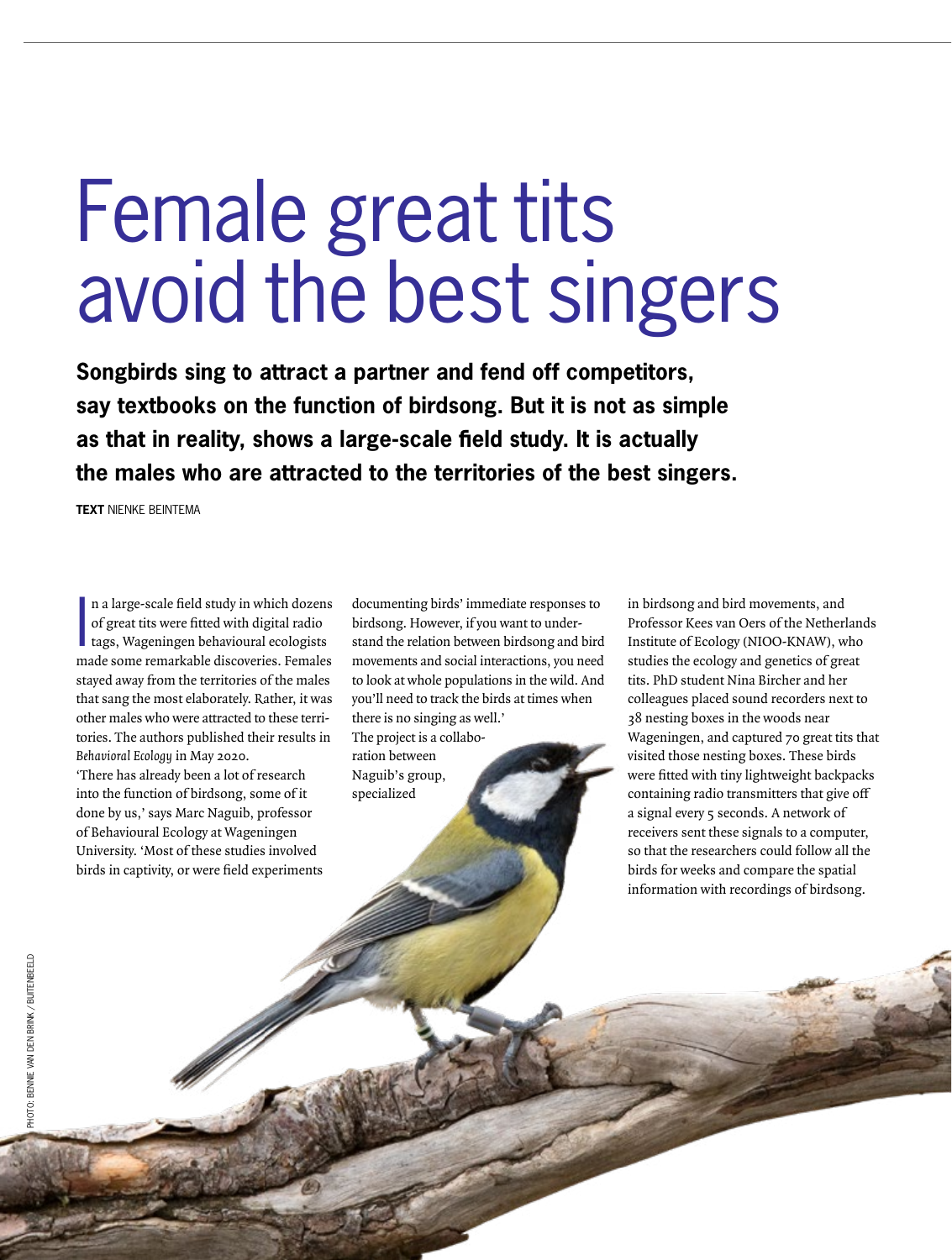# Female great tits avoid the best singers

**Songbirds sing to attract a partner and fend off competitors, say textbooks on the function of birdsong. But it is not as simple as that in reality, shows a large-scale field study. It is actually the males who are attracted to the territories of the best singers.**

**TEXT** NIENKE BEINTEMA

In a large-scale field study in which dozens of great tits were fitted with digital radio tags, Wageningen behavioural ecologists made some remarkable discoveries. Females stayed away from the territories of the males that sang the most elaborately. Rather, it was other males who were attracted to these territories. The authors published their results in *Behavioral Ecology* in May 2020.

'There has already been a lot of research into the function of birdsong, some of it done by us,' says Marc Naguib, professor of Behavioural Ecology at Wageningen University. 'Most of these studies involved birds in captivity, or were field experiments documenting birds' immediate responses to birdsong. However, if you want to understand the relation between birdsong and bird movements and social interactions, you need to look at whole populations in the wild. And you'll need to track the birds at times when there is no singing as well.'

The project is a collaboration between Naguib's group, specialized in birdsong and bird movements, and Professor Kees van Oers of the Netherlands Institute of Ecology (NIOO-KNAW), who studies the ecology and genetics of great tits. PhD student Nina Bircher and her colleagues placed sound recorders next to 38 nesting boxes in the woods near Wageningen, and captured 70 great tits that visited those nesting boxes. These birds were fitted with tiny lightweight backpacks containing radio transmitters that give off a signal every 5 seconds. A network of receivers sent these signals to a computer, so that the researchers could follow all the birds for weeks and compare the spatial information with recordings of birdsong.

PHOTO: BENNIE VAN DEN BRINK / BUITENBEELD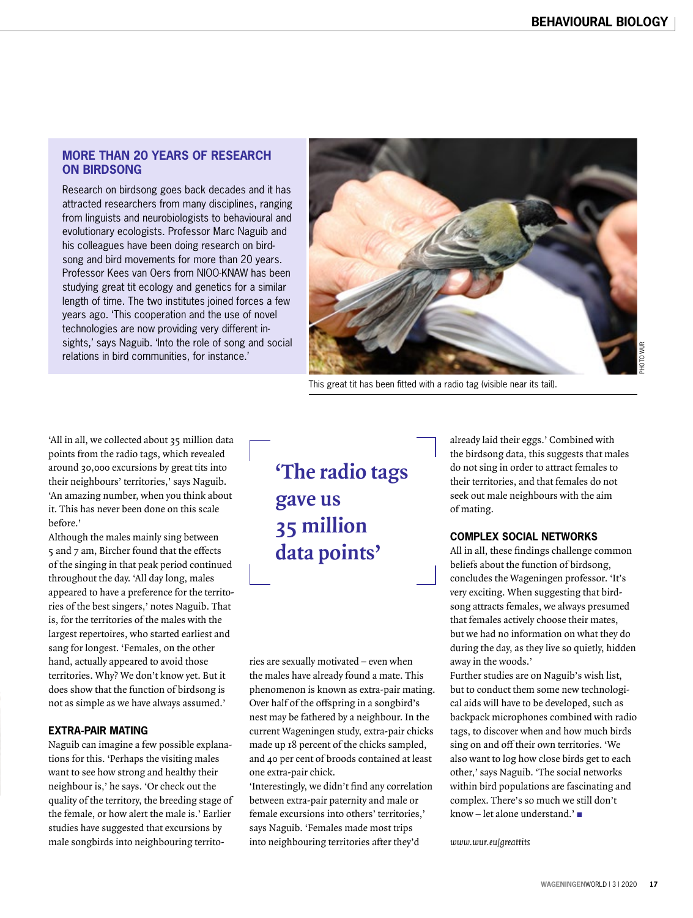## MORE THAN 20 YEARS OF RESEARCH ON BIRDSONG

Research on birdsong goes back decades and it has attracted researchers from many disciplines, ranging from linguists and neurobiologists to behavioural and evolutionary ecologists. Professor Marc Naguib and his colleagues have been doing research on birdsong and bird movements for more than 20 years. Professor Kees van Oers from NIOO-KNAW has been studying great tit ecology and genetics for a similar length of time. The two institutes joined forces a few years ago. 'This cooperation and the use of novel technologies are now providing very different insights,' says Naguib. 'Into the role of song and social relations in bird communities, for instance.'

PHOTO WUR

This great tit has been fitted with a radio tag (visible near its tail).

'All in all, we collected about 35 million data points from the radio tags, which revealed around 30,000 excursions by great tits into their neighbours' territories,' says Naguib. 'An amazing number, when you think about it. This has never been done on this scale before.'

Although the males mainly sing between 5 and 7 am, Bircher found that the effects of the singing in that peak period continued throughout the day. 'All day long, males appeared to have a preference for the territories of the best singers,' notes Naguib. That is, for the territories of the males with the largest repertoires, who started earliest and sang for longest. 'Females, on the other hand, actually appeared to avoid those territories. Why? We don't know yet. But it does show that the function of birdsong is not as simple as we have always assumed.'

> 'The radio tags gave us 35 million data points'

### EXTRA-PAIR MATING

Naguib can imagine a few possible explanations for this. 'Perhaps the visiting males want to see how strong and healthy their neighbour is,' he says. 'Or check out the quality of the territory, the breeding stage of the female, or how alert the male is.' Earlier studies have suggested that excursions by male songbirds into neighbouring territories are sexually motivated – even when the males have already found a mate. This phenomenon is known as extra-pair mating. Over half of the offspring in a songbird's nest may be fathered by a neighbour. In the current Wageningen study, extra-pair chicks made up 18 percent of the chicks sampled, and 40 per cent of broods contained at least one extra-pair chick.

'Interestingly, we didn't find any correlation between extra-pair paternity and male or female excursions into others' territories,' says Naguib. 'Females made most trips into neighbouring territories after they'd already laid their eggs.' Combined with the birdsong data, this suggests that males do not sing in order to attract females to their territories, and that females do not seek out male neighbours with the aim of mating.

### COMPLEX SOCIAL NETWORKS

All in all, these findings challenge common beliefs about the function of birdsong, concludes the Wageningen professor. 'It's very exciting. When suggesting that birdsong attracts females, we always presumed that females actively choose their mates, but we had no information on what they do during the day, as they live so quietly, hidden away in the woods.'

Further studies are on Naguib's wish list, but to conduct them some new technological aids will have to be developed, such as backpack microphones combined with radio tags, to discover when and how much birds sing on and off their own territories. 'We also want to log how close birds get to each other,' says Naguib. 'The social networks within bird populations are fascinating and complex. There's so much we still don't know – let alone understand.' ■

*www.wur.eu/greattits*